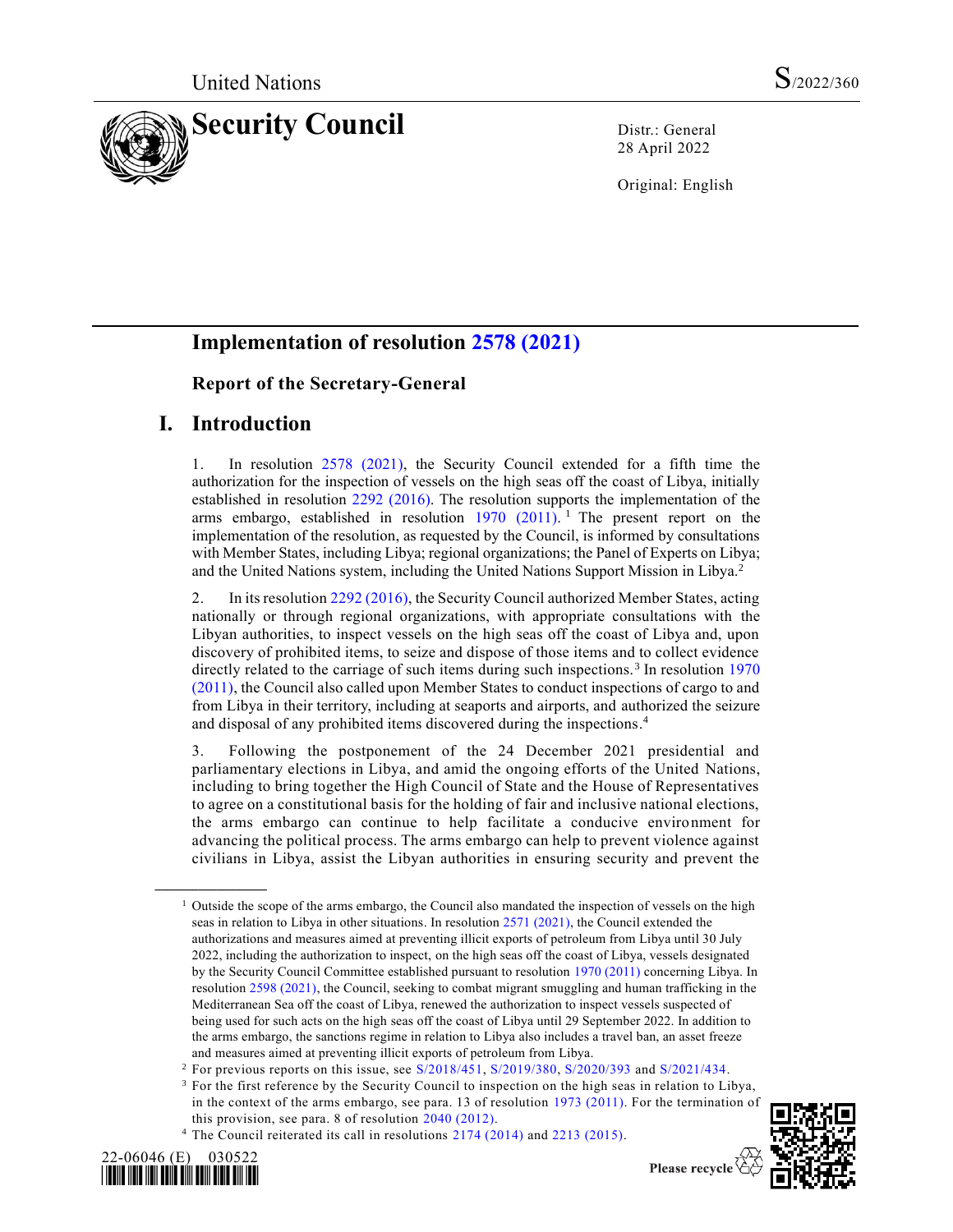United Nations S/2022/360

# Security Council

Distr.: General
28 April 2022

Original: English

## Implementation of resolution 2578 (2021)

### Report of the Secretary-General

## I. Introduction

1. In resolution 2578 (2021), the Security Council extended for a fifth time the authorization for the inspection of vessels on the high seas off the coast of Libya, initially established in resolution 2292 (2016). The resolution supports the implementation of the arms embargo, established in resolution 1970 (2011).[1] The present report on the implementation of the resolution, as requested by the Council, is informed by consultations with Member States, including Libya; regional organizations; the Panel of Experts on Libya; and the United Nations system, including the United Nations Support Mission in Libya.[2]

2. In its resolution 2292 (2016), the Security Council authorized Member States, acting nationally or through regional organizations, with appropriate consultations with the Libyan authorities, to inspect vessels on the high seas off the coast of Libya and, upon discovery of prohibited items, to seize and dispose of those items and to collect evidence directly related to the carriage of such items during such inspections.[3] In resolution 1970 (2011), the Council also called upon Member States to conduct inspections of cargo to and from Libya in their territory, including at seaports and airports, and authorized the seizure and disposal of any prohibited items discovered during the inspections.[4]

3. Following the postponement of the 24 December 2021 presidential and parliamentary elections in Libya, and amid the ongoing efforts of the United Nations, including to bring together the High Council of State and the House of Representatives to agree on a constitutional basis for the holding of fair and inclusive national elections, the arms embargo can continue to help facilitate a conducive environment for advancing the political process. The arms embargo can help to prevent violence against civilians in Libya, assist the Libyan authorities in ensuring security and prevent the

[1] Outside the scope of the arms embargo, the Council also mandated the inspection of vessels on the high seas in relation to Libya in other situations. In resolution 2571 (2021), the Council extended the authorizations and measures aimed at preventing illicit exports of petroleum from Libya until 30 July 2022, including the authorization to inspect, on the high seas off the coast of Libya, vessels designated by the Security Council Committee established pursuant to resolution 1970 (2011) concerning Libya. In resolution 2598 (2021), the Council, seeking to combat migrant smuggling and human trafficking in the Mediterranean Sea off the coast of Libya, renewed the authorization to inspect vessels suspected of being used for such acts on the high seas off the coast of Libya until 29 September 2022. In addition to the arms embargo, the sanctions regime in relation to Libya also includes a travel ban, an asset freeze and measures aimed at preventing illicit exports of petroleum from Libya.

[2] For previous reports on this issue, see S/2018/451, S/2019/380, S/2020/393 and S/2021/434.

[3] For the first reference by the Security Council to inspection on the high seas in relation to Libya, in the context of the arms embargo, see para. 13 of resolution 1973 (2011). For the termination of this provision, see para. 8 of resolution 2040 (2012).

[4] The Council reiterated its call in resolutions 2174 (2014) and 2213 (2015).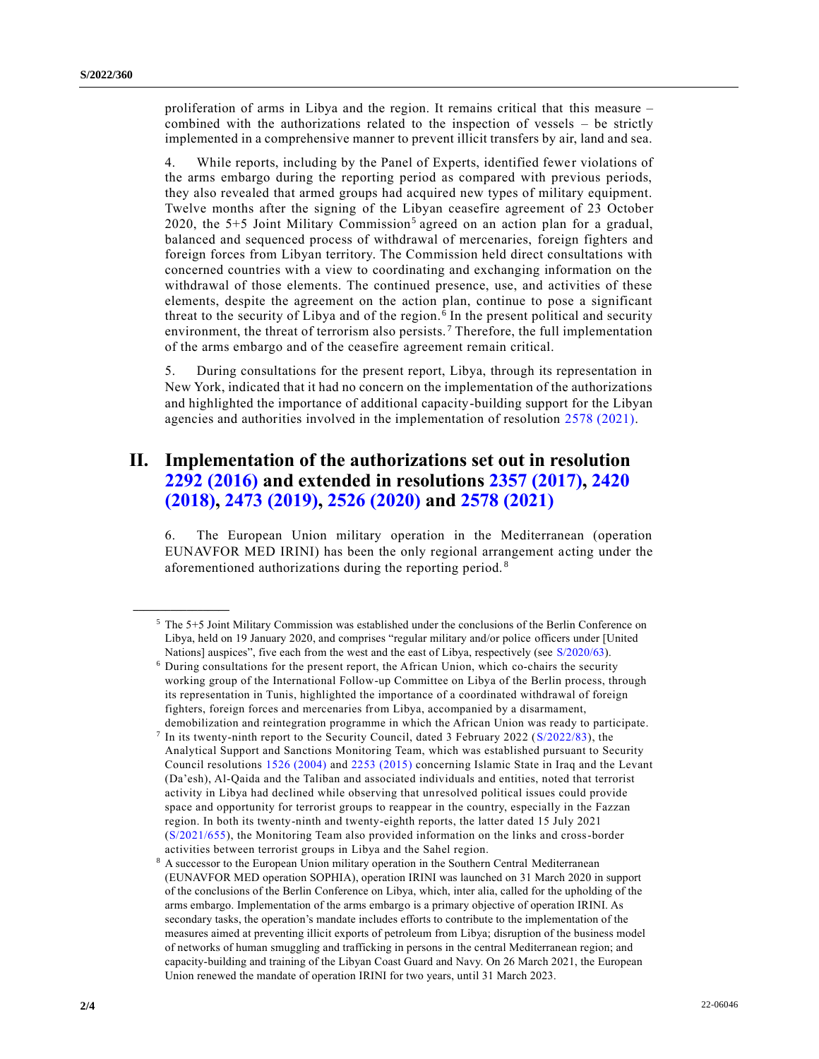proliferation of arms in Libya and the region. It remains critical that this measure – combined with the authorizations related to the inspection of vessels – be strictly implemented in a comprehensive manner to prevent illicit transfers by air, land and sea.

4. While reports, including by the Panel of Experts, identified fewer violations of the arms embargo during the reporting period as compared with previous periods, they also revealed that armed groups had acquired new types of military equipment. Twelve months after the signing of the Libyan ceasefire agreement of 23 October 2020, the 5+5 Joint Military Commission[5] agreed on an action plan for a gradual, balanced and sequenced process of withdrawal of mercenaries, foreign fighters and foreign forces from Libyan territory. The Commission held direct consultations with concerned countries with a view to coordinating and exchanging information on the withdrawal of those elements. The continued presence, use, and activities of these elements, despite the agreement on the action plan, continue to pose a significant threat to the security of Libya and of the region.[6] In the present political and security environment, the threat of terrorism also persists.[7] Therefore, the full implementation of the arms embargo and of the ceasefire agreement remain critical.

5. During consultations for the present report, Libya, through its representation in New York, indicated that it had no concern on the implementation of the authorizations and highlighted the importance of additional capacity-building support for the Libyan agencies and authorities involved in the implementation of resolution 2578 (2021).

## II. Implementation of the authorizations set out in resolution 2292 (2016) and extended in resolutions 2357 (2017), 2420 (2018), 2473 (2019), 2526 (2020) and 2578 (2021)

6. The European Union military operation in the Mediterranean (operation EUNAVFOR MED IRINI) has been the only regional arrangement acting under the aforementioned authorizations during the reporting period.[8]

---

[5] The 5+5 Joint Military Commission was established under the conclusions of the Berlin Conference on Libya, held on 19 January 2020, and comprises "regular military and/or police officers under [United Nations] auspices", five each from the west and the east of Libya, respectively (see S/2020/63).

[6] During consultations for the present report, the African Union, which co-chairs the security working group of the International Follow-up Committee on Libya of the Berlin process, through its representation in Tunis, highlighted the importance of a coordinated withdrawal of foreign fighters, foreign forces and mercenaries from Libya, accompanied by a disarmament, demobilization and reintegration programme in which the African Union was ready to participate.

[7] In its twenty-ninth report to the Security Council, dated 3 February 2022 (S/2022/83), the Analytical Support and Sanctions Monitoring Team, which was established pursuant to Security Council resolutions 1526 (2004) and 2253 (2015) concerning Islamic State in Iraq and the Levant (Da'esh), Al-Qaida and the Taliban and associated individuals and entities, noted that terrorist activity in Libya had declined while observing that unresolved political issues could provide space and opportunity for terrorist groups to reappear in the country, especially in the Fazzan region. In both its twenty-ninth and twenty-eighth reports, the latter dated 15 July 2021 (S/2021/655), the Monitoring Team also provided information on the links and cross-border activities between terrorist groups in Libya and the Sahel region.

[8] A successor to the European Union military operation in the Southern Central Mediterranean (EUNAVFOR MED operation SOPHIA), operation IRINI was launched on 31 March 2020 in support of the conclusions of the Berlin Conference on Libya, which, inter alia, called for the upholding of the arms embargo. Implementation of the arms embargo is a primary objective of operation IRINI. As secondary tasks, the operation's mandate includes efforts to contribute to the implementation of the measures aimed at preventing illicit exports of petroleum from Libya; disruption of the business model of networks of human smuggling and trafficking in persons in the central Mediterranean region; and capacity-building and training of the Libyan Coast Guard and Navy. On 26 March 2021, the European Union renewed the mandate of operation IRINI for two years, until 31 March 2023.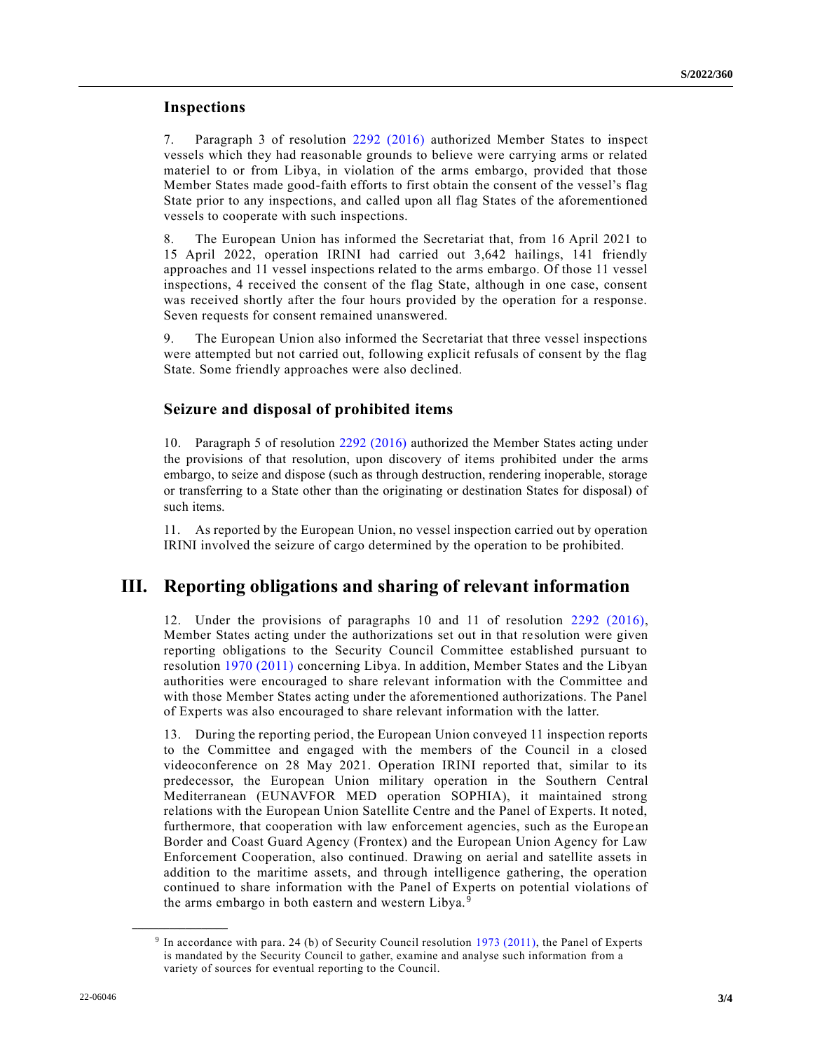### Inspections

7. Paragraph 3 of resolution 2292 (2016) authorized Member States to inspect vessels which they had reasonable grounds to believe were carrying arms or related materiel to or from Libya, in violation of the arms embargo, provided that those Member States made good-faith efforts to first obtain the consent of the vessel's flag State prior to any inspections, and called upon all flag States of the aforementioned vessels to cooperate with such inspections.

8. The European Union has informed the Secretariat that, from 16 April 2021 to 15 April 2022, operation IRINI had carried out 3,642 hailings, 141 friendly approaches and 11 vessel inspections related to the arms embargo. Of those 11 vessel inspections, 4 received the consent of the flag State, although in one case, consent was received shortly after the four hours provided by the operation for a response. Seven requests for consent remained unanswered.

9. The European Union also informed the Secretariat that three vessel inspections were attempted but not carried out, following explicit refusals of consent by the flag State. Some friendly approaches were also declined.

### Seizure and disposal of prohibited items

10. Paragraph 5 of resolution 2292 (2016) authorized the Member States acting under the provisions of that resolution, upon discovery of items prohibited under the arms embargo, to seize and dispose (such as through destruction, rendering inoperable, storage or transferring to a State other than the originating or destination States for disposal) of such items.

11. As reported by the European Union, no vessel inspection carried out by operation IRINI involved the seizure of cargo determined by the operation to be prohibited.

## III. Reporting obligations and sharing of relevant information

12. Under the provisions of paragraphs 10 and 11 of resolution 2292 (2016), Member States acting under the authorizations set out in that resolution were given reporting obligations to the Security Council Committee established pursuant to resolution 1970 (2011) concerning Libya. In addition, Member States and the Libyan authorities were encouraged to share relevant information with the Committee and with those Member States acting under the aforementioned authorizations. The Panel of Experts was also encouraged to share relevant information with the latter.

13. During the reporting period, the European Union conveyed 11 inspection reports to the Committee and engaged with the members of the Council in a closed videoconference on 28 May 2021. Operation IRINI reported that, similar to its predecessor, the European Union military operation in the Southern Central Mediterranean (EUNAVFOR MED operation SOPHIA), it maintained strong relations with the European Union Satellite Centre and the Panel of Experts. It noted, furthermore, that cooperation with law enforcement agencies, such as the European Border and Coast Guard Agency (Frontex) and the European Union Agency for Law Enforcement Cooperation, also continued. Drawing on aerial and satellite assets in addition to the maritime assets, and through intelligence gathering, the operation continued to share information with the Panel of Experts on potential violations of the arms embargo in both eastern and western Libya.[9]

---

[9] In accordance with para. 24 (b) of Security Council resolution 1973 (2011), the Panel of Experts is mandated by the Security Council to gather, examine and analyse such information from a variety of sources for eventual reporting to the Council.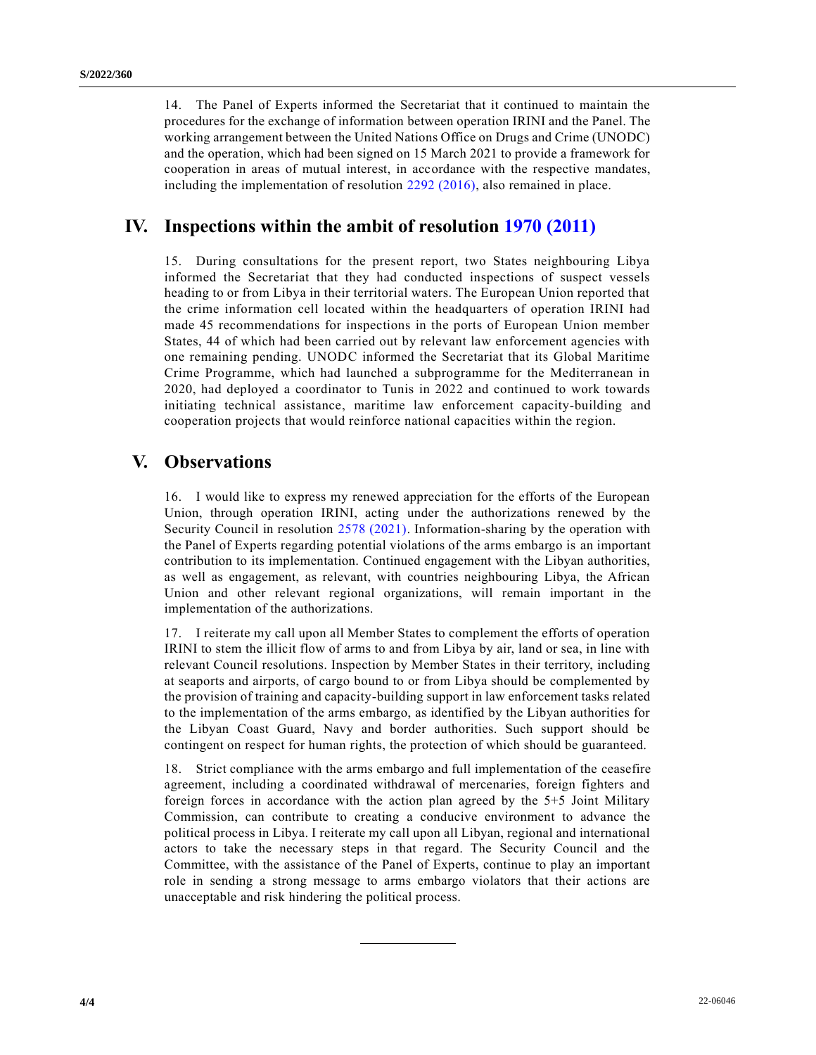14. The Panel of Experts informed the Secretariat that it continued to maintain the procedures for the exchange of information between operation IRINI and the Panel. The working arrangement between the United Nations Office on Drugs and Crime (UNODC) and the operation, which had been signed on 15 March 2021 to provide a framework for cooperation in areas of mutual interest, in accordance with the respective mandates, including the implementation of resolution 2292 (2016), also remained in place.

## IV. Inspections within the ambit of resolution 1970 (2011)

15. During consultations for the present report, two States neighbouring Libya informed the Secretariat that they had conducted inspections of suspect vessels heading to or from Libya in their territorial waters. The European Union reported that the crime information cell located within the headquarters of operation IRINI had made 45 recommendations for inspections in the ports of European Union member States, 44 of which had been carried out by relevant law enforcement agencies with one remaining pending. UNODC informed the Secretariat that its Global Maritime Crime Programme, which had launched a subprogramme for the Mediterranean in 2020, had deployed a coordinator to Tunis in 2022 and continued to work towards initiating technical assistance, maritime law enforcement capacity-building and cooperation projects that would reinforce national capacities within the region.

## V. Observations

16. I would like to express my renewed appreciation for the efforts of the European Union, through operation IRINI, acting under the authorizations renewed by the Security Council in resolution 2578 (2021). Information-sharing by the operation with the Panel of Experts regarding potential violations of the arms embargo is an important contribution to its implementation. Continued engagement with the Libyan authorities, as well as engagement, as relevant, with countries neighbouring Libya, the African Union and other relevant regional organizations, will remain important in the implementation of the authorizations.

17. I reiterate my call upon all Member States to complement the efforts of operation IRINI to stem the illicit flow of arms to and from Libya by air, land or sea, in line with relevant Council resolutions. Inspection by Member States in their territory, including at seaports and airports, of cargo bound to or from Libya should be complemented by the provision of training and capacity-building support in law enforcement tasks related to the implementation of the arms embargo, as identified by the Libyan authorities for the Libyan Coast Guard, Navy and border authorities. Such support should be contingent on respect for human rights, the protection of which should be guaranteed.

18. Strict compliance with the arms embargo and full implementation of the ceasefire agreement, including a coordinated withdrawal of mercenaries, foreign fighters and foreign forces in accordance with the action plan agreed by the 5+5 Joint Military Commission, can contribute to creating a conducive environment to advance the political process in Libya. I reiterate my call upon all Libyan, regional and international actors to take the necessary steps in that regard. The Security Council and the Committee, with the assistance of the Panel of Experts, continue to play an important role in sending a strong message to arms embargo violators that their actions are unacceptable and risk hindering the political process.